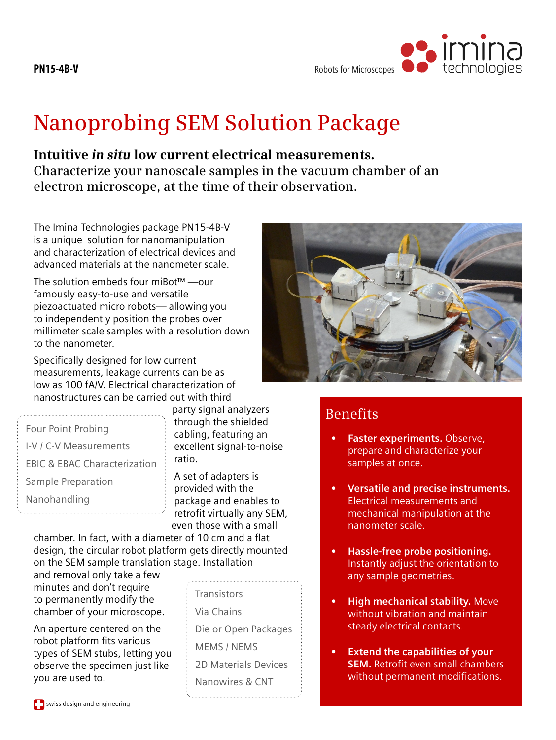PN15-4B-V

Robots for Microscopes

# Nanoprobing SEM Solution Package

**Intuitive *in situ* low current electrical measurements.**
Characterize your nanoscale samples in the vacuum chamber of an electron microscope, at the time of their observation.

The Imina Technologies package PN15-4B-V is a unique solution for nanomanipulation and characterization of electrical devices and advanced materials at the nanometer scale.

The solution embeds four miBot™ —our famously easy-to-use and versatile piezoactuated micro robots— allowing you to independently position the probes over millimeter scale samples with a resolution down to the nanometer.

Specifically designed for low current measurements, leakage currents can be as low as 100 fA/V. Electrical characterization of nanostructures can be carried out with third party signal analyzers through the shielded cabling, featuring an excellent signal-to-noise ratio.

- Four Point Probing
- I-V / C-V Measurements
- EBIC & EBAC Characterization
- Sample Preparation
- Nanohandling

A set of adapters is provided with the package and enables to retrofit virtually any SEM, even those with a small chamber. In fact, with a diameter of 10 cm and a flat design, the circular robot platform gets directly mounted on the SEM sample translation stage. Installation and removal only take a few minutes and don't require to permanently modify the chamber of your microscope.

An aperture centered on the robot platform fits various types of SEM stubs, letting you observe the specimen just like you are used to.

- Transistors
- Via Chains
- Die or Open Packages
- MEMS / NEMS
- 2D Materials Devices
- Nanowires & CNT

## Benefits

- **Faster experiments.** Observe, prepare and characterize your samples at once.
- **Versatile and precise instruments.** Electrical measurements and mechanical manipulation at the nanometer scale.
- **Hassle-free probe positioning.** Instantly adjust the orientation to any sample geometries.
- **High mechanical stability.** Move without vibration and maintain steady electrical contacts.
- **Extend the capabilities of your SEM.** Retrofit even small chambers without permanent modifications.

swiss design and engineering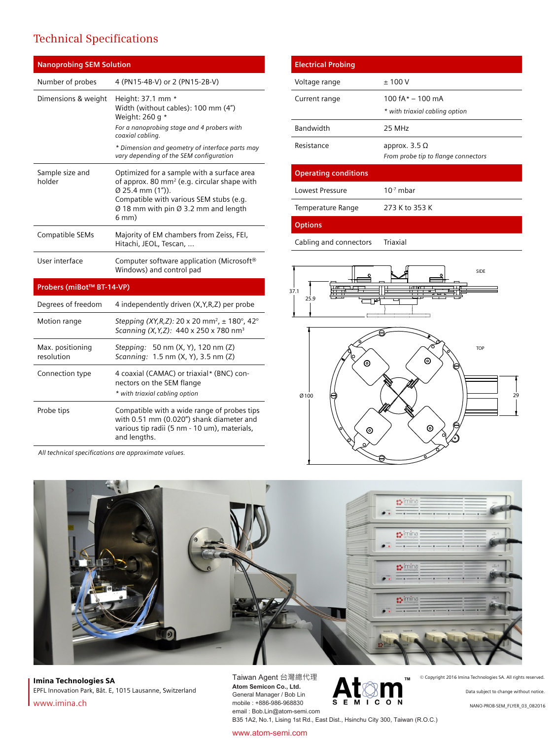# Technical Specifications

| Nanoprobing SEM Solution | |
|---|---|
| Number of probes | 4 (PN15-4B-V) or 2 (PN15-2B-V) |
| Dimensions & weight | Height: 37.1 mm * <br> Width (without cables): 100 mm (4”) <br> Weight: 260 g * <br> *For a nanoprobing stage and 4 probers with coaxial cabling.* <br> ** Dimension and geometry of interface parts may vary depending of the SEM configuration* |
| Sample size and holder | Optimized for a sample with a surface area of approx. 80 mm² (e.g. circular shape with Ø 25.4 mm (1”)). <br> Compatible with various SEM stubs (e.g. Ø 18 mm with pin Ø 3.2 mm and length 6 mm) |
| Compatible SEMs | Majority of EM chambers from Zeiss, FEI, Hitachi, JEOL, Tescan, ... |
| User interface | Computer software application (Microsoft® Windows) and control pad |

| Probers (miBot™ BT-14-VP) | |
|---|---|
| Degrees of freedom | 4 independently driven (X,Y,R,Z) per probe |
| Motion range | *Stepping (XY,R,Z):* 20 x 20 mm², ± 180°, 42° <br> *Scanning (X,Y,Z):* 440 x 250 x 780 nm³ |
| Max. positioning resolution | *Stepping:* 50 nm (X, Y), 120 nm (Z) <br> *Scanning:* 1.5 nm (X, Y), 3.5 nm (Z) |
| Connection type | 4 coaxial (CAMAC) or triaxial* (BNC) connectors on the SEM flange <br> ** with triaxial cabling option* |
| Probe tips | Compatible with a wide range of probes tips with 0.51 mm (0.020”) shank diameter and various tip radii (5 nm - 10 um), materials, and lengths. |

*All technical specifications are approximate values.*

| Electrical Probing | |
|---|---|
| Voltage range | ± 100 V |
| Current range | 100 fA* – 100 mA <br> ** with triaxial cabling option* |
| Bandwidth | 25 MHz |
| Resistance | approx. 3.5 Ω <br> *From probe tip to flange connectors* |

| Operating conditions | |
|---|---|
| Lowest Pressure | $10^{-7}$ mbar |
| Temperature Range | 273 K to 353 K |

| Options | |
|---|---|
| Cabling and connectors | Triaxial |

SIDE
37.1
25.9
TOP
Ø100
29

**Imina Technologies SA**
EPFL Innovation Park, Bât. E, 1015 Lausanne, Switzerland
www.imina.ch

Taiwan Agent 台灣總代理
**Atom Semicon Co., Ltd.**
General Manager / Bob Lin
mobile : +886-986-968830
email : Bob.Lin@atom-semi.com
B35 1A2, No.1, Lising 1st Rd., East Dist., Hsinchu City 300, Taiwan (R.O.C.)
www.atom-semi.com

Atom™ SEMICON

© Copyright 2016 Imina Technologies SA. All rights reserved.

Data subject to change without notice.

NANO-PROB-SEM_FLYER_03_082016